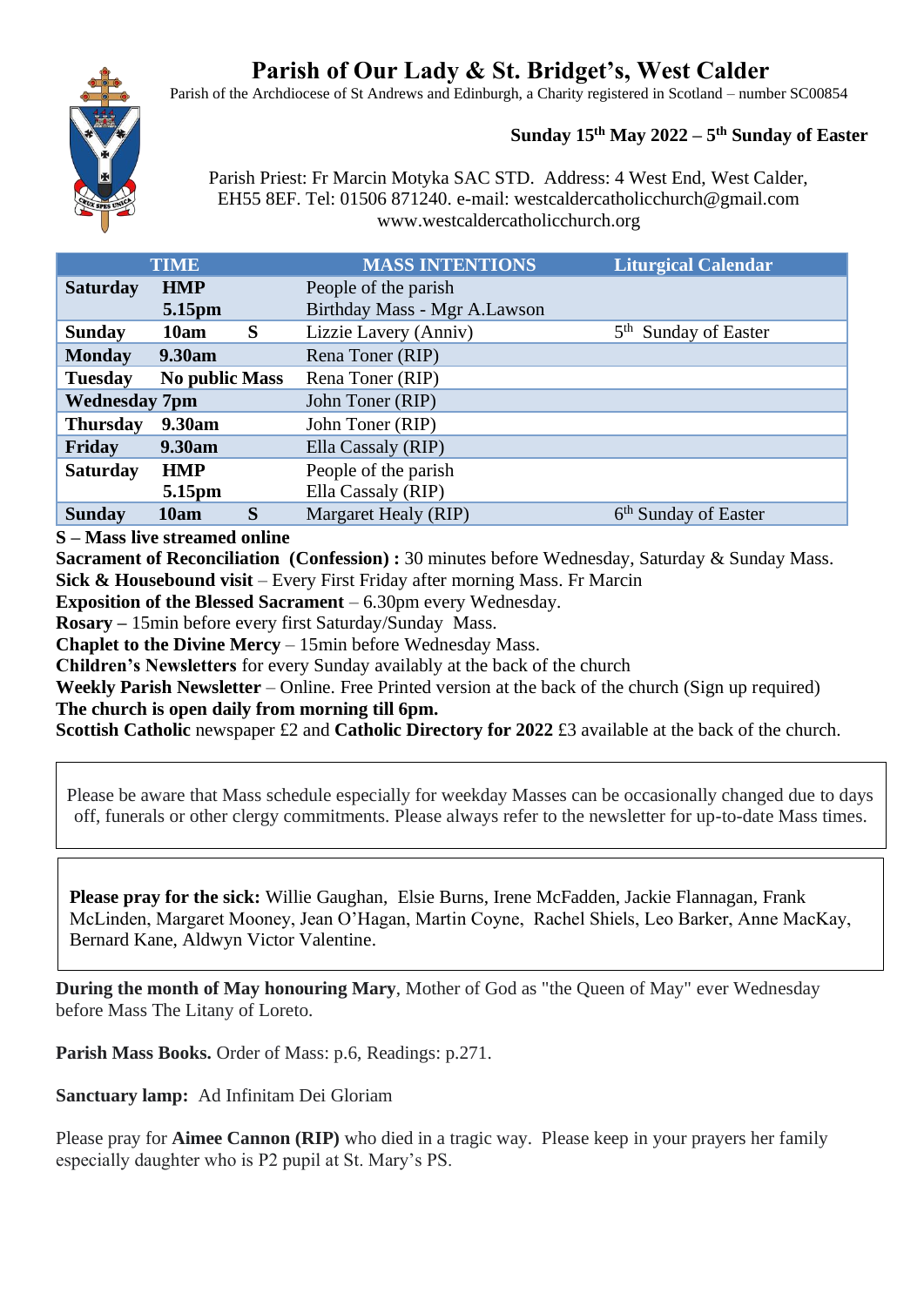# Parish of Our Lady & St. Bridget's, West Calder

Parish of the Archdiocese of St Andrews and Edinburgh, a Charity registered in Scotland – number SC00854

**Sunday 15th May 2022 – 5th Sunday of Easter**

Parish Priest: Fr Marcin Motyka SAC STD. Address: 4 West End, West Calder, EH55 8EF. Tel: 01506 871240. e-mail: westcaldercatholicchurch@gmail.com www.westcaldercatholicchurch.org

| TIME | | | MASS INTENTIONS | Liturgical Calendar |
|---|---|---|---|---|
| **Saturday** | **HMP** <br> **5.15pm** | | People of the parish <br> Birthday Mass - Mgr A.Lawson | |
| **Sunday** | **10am** | **S** | Lizzie Lavery (Anniv) | 5th Sunday of Easter |
| **Monday** | **9.30am** | | Rena Toner (RIP) | |
| **Tuesday** | **No public Mass** | | Rena Toner (RIP) | |
| **Wednesday** | **7pm** | | John Toner (RIP) | |
| **Thursday** | **9.30am** | | John Toner (RIP) | |
| **Friday** | **9.30am** | | Ella Cassaly (RIP) | |
| **Saturday** | **HMP** <br> **5.15pm** | | People of the parish <br> Ella Cassaly (RIP) | |
| **Sunday** | **10am** | **S** | Margaret Healy (RIP) | 6th Sunday of Easter |

**S – Mass live streamed online**

**Sacrament of Reconciliation (Confession) :** 30 minutes before Wednesday, Saturday & Sunday Mass.
**Sick & Housebound visit** – Every First Friday after morning Mass. Fr Marcin
**Exposition of the Blessed Sacrament** – 6.30pm every Wednesday.
**Rosary –** 15min before every first Saturday/Sunday Mass.
**Chaplet to the Divine Mercy** – 15min before Wednesday Mass.
**Children's Newsletters** for every Sunday availably at the back of the church
**Weekly Parish Newsletter** – Online. Free Printed version at the back of the church (Sign up required)
**The church is open daily from morning till 6pm.**
**Scottish Catholic** newspaper £2 and **Catholic Directory for 2022** £3 available at the back of the church.

Please be aware that Mass schedule especially for weekday Masses can be occasionally changed due to days off, funerals or other clergy commitments. Please always refer to the newsletter for up-to-date Mass times.

**Please pray for the sick:** Willie Gaughan, Elsie Burns, Irene McFadden, Jackie Flannagan, Frank McLinden, Margaret Mooney, Jean O'Hagan, Martin Coyne, Rachel Shiels, Leo Barker, Anne MacKay, Bernard Kane, Aldwyn Victor Valentine.

**During the month of May honouring Mary**, Mother of God as "the Queen of May" ever Wednesday before Mass The Litany of Loreto.

**Parish Mass Books.** Order of Mass: p.6, Readings: p.271.

**Sanctuary lamp:** Ad Infinitam Dei Gloriam

Please pray for **Aimee Cannon (RIP)** who died in a tragic way. Please keep in your prayers her family especially daughter who is P2 pupil at St. Mary's PS.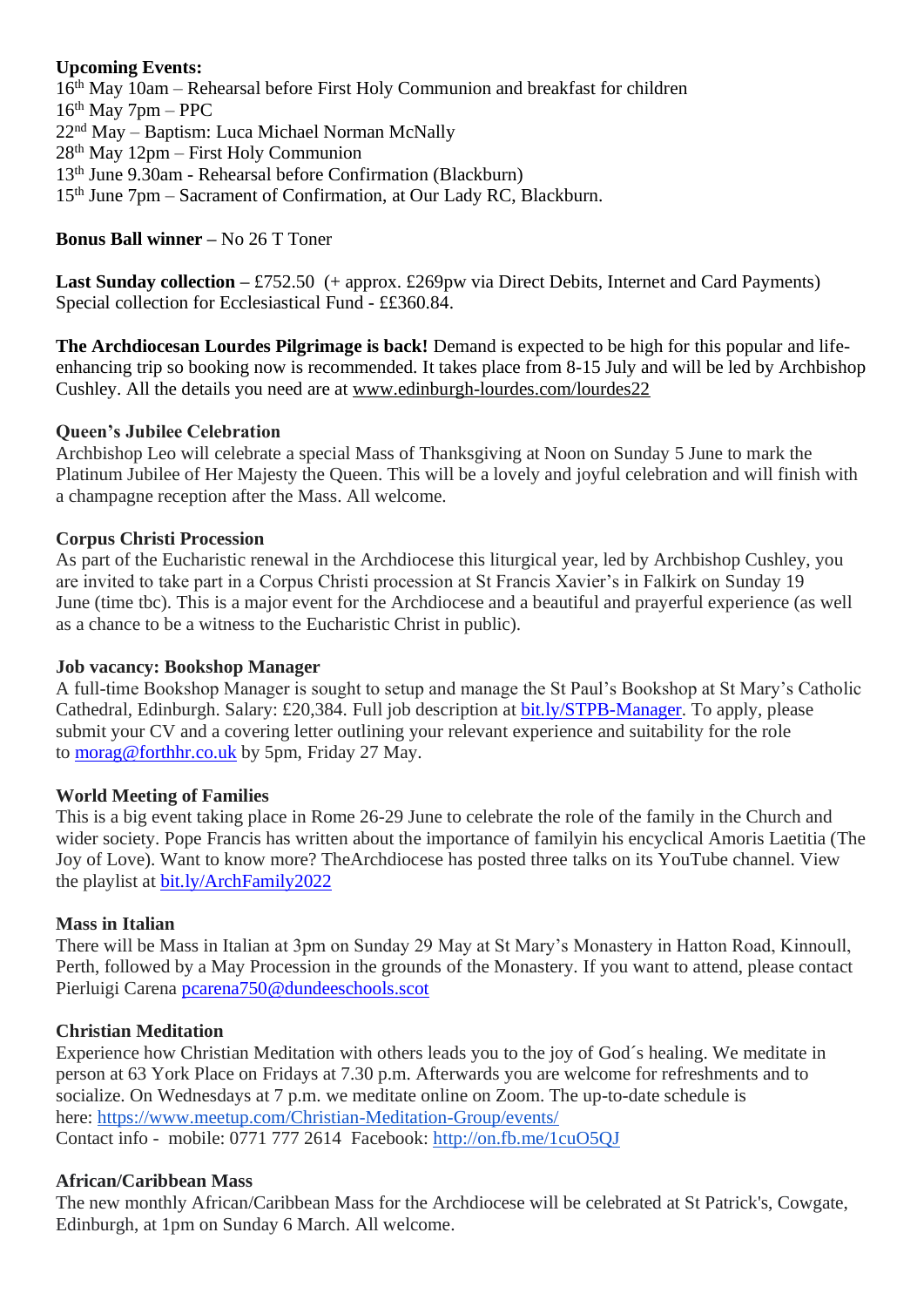**Upcoming Events:**

16th May 10am – Rehearsal before First Holy Communion and breakfast for children
16th May 7pm – PPC
22nd May – Baptism: Luca Michael Norman McNally
28th May 12pm – First Holy Communion
13th June 9.30am - Rehearsal before Confirmation (Blackburn)
15th June 7pm – Sacrament of Confirmation, at Our Lady RC, Blackburn.

**Bonus Ball winner –** No 26 T Toner

**Last Sunday collection –** £752.50 (+ approx. £269pw via Direct Debits, Internet and Card Payments)
Special collection for Ecclesiastical Fund - ££360.84.

**The Archdiocesan Lourdes Pilgrimage is back!** Demand is expected to be high for this popular and life-enhancing trip so booking now is recommended. It takes place from 8-15 July and will be led by Archbishop Cushley. All the details you need are at www.edinburgh-lourdes.com/lourdes22

**Queen's Jubilee Celebration**

Archbishop Leo will celebrate a special Mass of Thanksgiving at Noon on Sunday 5 June to mark the Platinum Jubilee of Her Majesty the Queen. This will be a lovely and joyful celebration and will finish with a champagne reception after the Mass. All welcome.

**Corpus Christi Procession**

As part of the Eucharistic renewal in the Archdiocese this liturgical year, led by Archbishop Cushley, you are invited to take part in a Corpus Christi procession at St Francis Xavier's in Falkirk on Sunday 19 June (time tbc). This is a major event for the Archdiocese and a beautiful and prayerful experience (as well as a chance to be a witness to the Eucharistic Christ in public).

**Job vacancy: Bookshop Manager**

A full-time Bookshop Manager is sought to setup and manage the St Paul's Bookshop at St Mary's Catholic Cathedral, Edinburgh. Salary: £20,384. Full job description at bit.ly/STPB-Manager. To apply, please submit your CV and a covering letter outlining your relevant experience and suitability for the role to morag@forthhr.co.uk by 5pm, Friday 27 May.

**World Meeting of Families**

This is a big event taking place in Rome 26-29 June to celebrate the role of the family in the Church and wider society. Pope Francis has written about the importance of familyin his encyclical Amoris Laetitia (The Joy of Love). Want to know more? TheArchdiocese has posted three talks on its YouTube channel. View the playlist at bit.ly/ArchFamily2022

**Mass in Italian**

There will be Mass in Italian at 3pm on Sunday 29 May at St Mary's Monastery in Hatton Road, Kinnoull, Perth, followed by a May Procession in the grounds of the Monastery. If you want to attend, please contact Pierluigi Carena pcarena750@dundeeschools.scot

**Christian Meditation**

Experience how Christian Meditation with others leads you to the joy of God´s healing. We meditate in person at 63 York Place on Fridays at 7.30 p.m. Afterwards you are welcome for refreshments and to socialize. On Wednesdays at 7 p.m. we meditate online on Zoom. The up-to-date schedule is here: https://www.meetup.com/Christian-Meditation-Group/events/
Contact info - mobile: 0771 777 2614 Facebook: http://on.fb.me/1cuO5QJ

**African/Caribbean Mass**

The new monthly African/Caribbean Mass for the Archdiocese will be celebrated at St Patrick's, Cowgate, Edinburgh, at 1pm on Sunday 6 March. All welcome.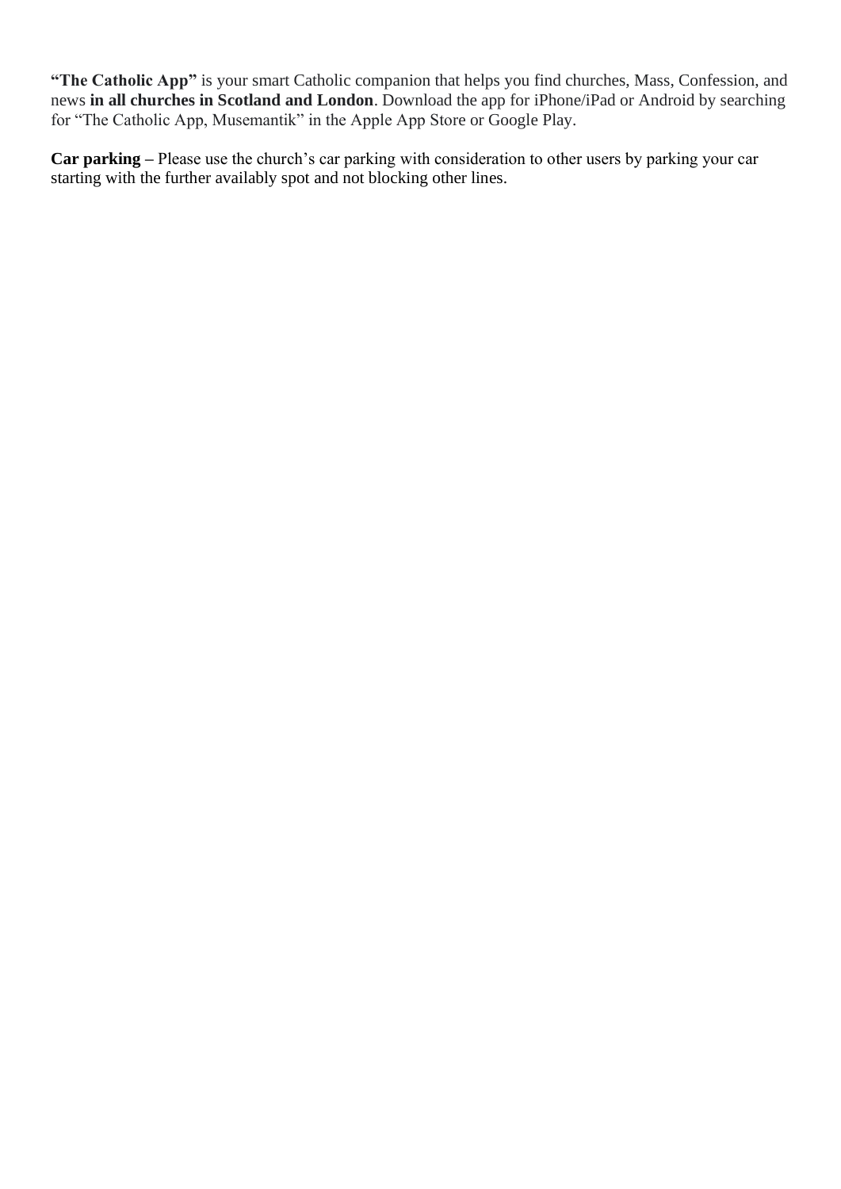**"The Catholic App"** is your smart Catholic companion that helps you find churches, Mass, Confession, and news **in all churches in Scotland and London**. Download the app for iPhone/iPad or Android by searching for "The Catholic App, Musemantik" in the Apple App Store or Google Play.

**Car parking –** Please use the church's car parking with consideration to other users by parking your car starting with the further availably spot and not blocking other lines.